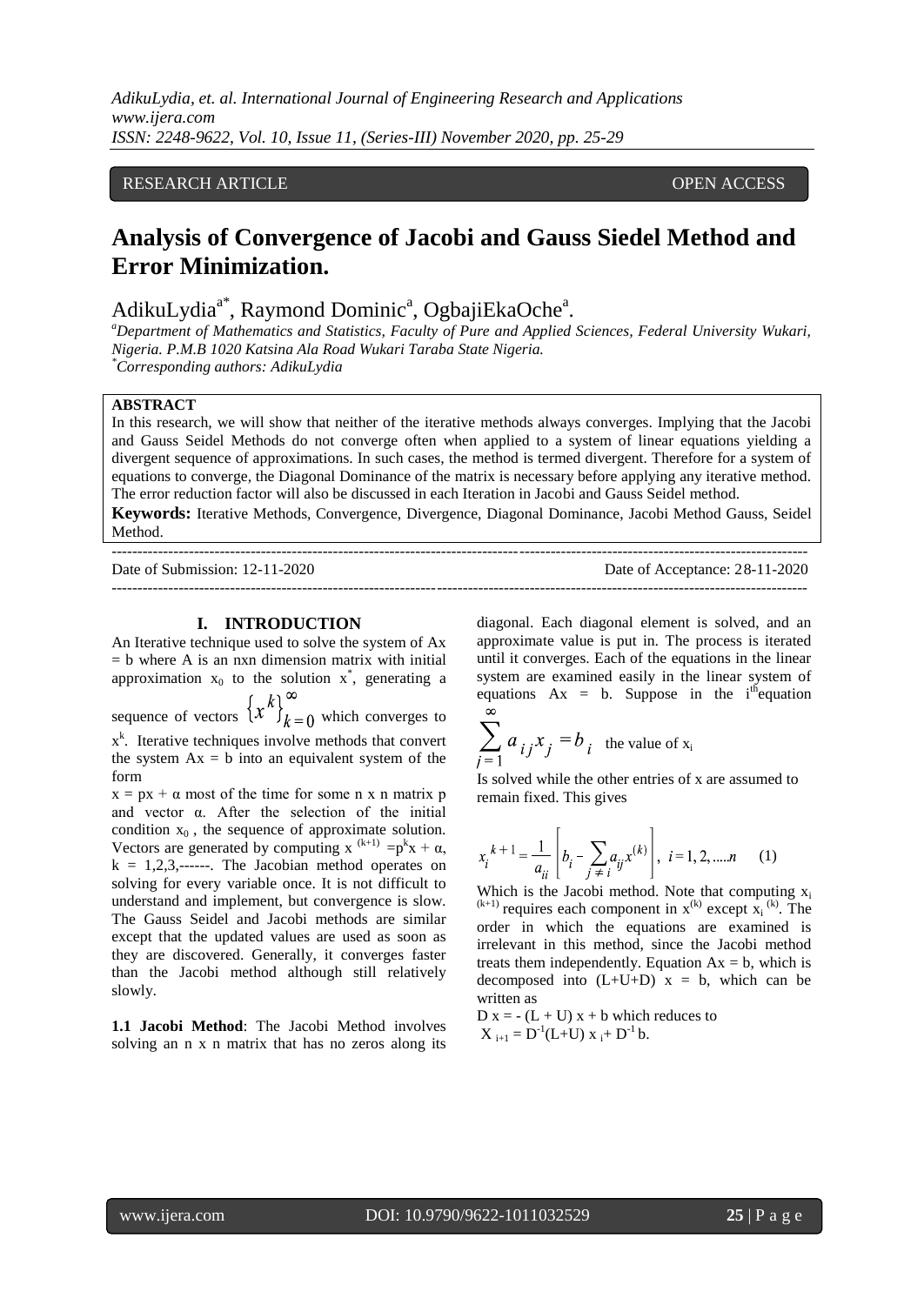RESEARCH ARTICLE OPEN ACCESS

# Analysis of Convergence of Jacobi and Gauss Siedel Method and Error Minimization.

AdikuLydia[a*], Raymond Dominic[a], OgbajiEkaOche[a].

[a]*Department of Mathematics and Statistics, Faculty of Pure and Applied Sciences, Federal University Wukari, Nigeria. P.M.B 1020 Katsina Ala Road Wukari Taraba State Nigeria.*
[*]*Corresponding authors: AdikuLydia*

**ABSTRACT**

In this research, we will show that neither of the iterative methods always converges. Implying that the Jacobi and Gauss Seidel Methods do not converge often when applied to a system of linear equations yielding a divergent sequence of approximations. In such cases, the method is termed divergent. Therefore for a system of equations to converge, the Diagonal Dominance of the matrix is necessary before applying any iterative method. The error reduction factor will also be discussed in each Iteration in Jacobi and Gauss Seidel method.

**Keywords:** Iterative Methods, Convergence, Divergence, Diagonal Dominance, Jacobi Method Gauss, Seidel Method.

Date of Submission: 12-11-2020 Date of Acceptance: 28-11-2020

## I. INTRODUCTION

An Iterative technique used to solve the system of Ax = b where A is an nxn dimension matrix with initial approximation $x_0$ to the solution $x^*$, generating a sequence of vectors $\{x^k\}_{k=0}^{\infty}$ which converges to $x^k$. Iterative techniques involve methods that convert the system Ax = b into an equivalent system of the form

$x = px + \alpha$ most of the time for some n x n matrix p and vector α. After the selection of the initial condition $x_0$ , the sequence of approximate solution. Vectors are generated by computing $x^{(k+1)} = p^k x + \alpha$, k = 1,2,3,------. The Jacobian method operates on solving for every variable once. It is not difficult to understand and implement, but convergence is slow. The Gauss Seidel and Jacobi methods are similar except that the updated values are used as soon as they are discovered. Generally, it converges faster than the Jacobi method although still relatively slowly.

**1.1 Jacobi Method**: The Jacobi Method involves solving an n x n matrix that has no zeros along its diagonal. Each diagonal element is solved, and an approximate value is put in. The process is iterated until it converges. Each of the equations in the linear system are examined easily in the linear system of equations Ax = b. Suppose in the $i^{th}$equation

$$\sum_{j=1}^{\infty} a_{ij}x_j = b_i$$ the value of $x_i$

Is solved while the other entries of x are assumed to remain fixed. This gives

$$x_i^{k+1} = \frac{1}{a_{ii}}\left[b_i - \sum_{j \neq i} a_{ij}x^{(k)}\right], \; i = 1, 2, .....n \qquad (1)$$

Which is the Jacobi method. Note that computing $x_i^{(k+1)}$ requires each component in $x^{(k)}$ except $x_i^{(k)}$. The order in which the equations are examined is irrelevant in this method, since the Jacobi method treats them independently. Equation Ax = b, which is decomposed into (L+U+D) x = b, which can be written as

D x = - (L + U) x + b which reduces to

$X_{i+1} = D^{-1}(L+U) x_i + D^{-1} b.$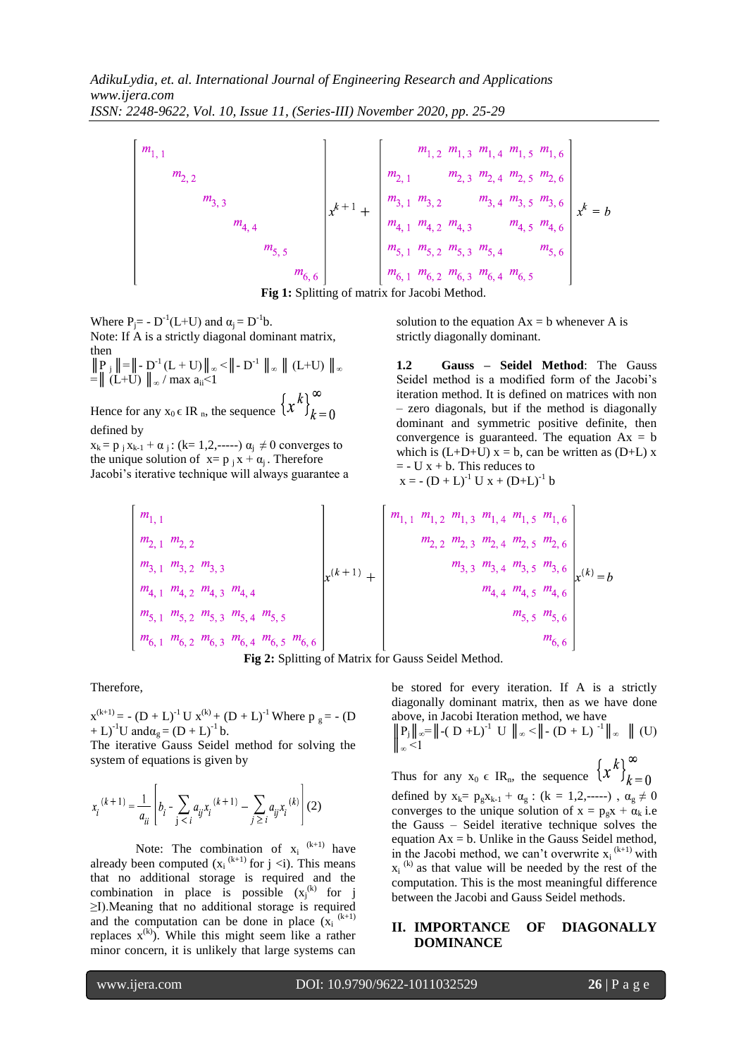$$
\begin{bmatrix}
m_{1,1} & & & & & \\
& m_{2,2} & & & & \\
& & m_{3,3} & & & \\
& & & m_{4,4} & & \\
& & & & m_{5,5} & \\
& & & & & m_{6,6}
\end{bmatrix} x^{k+1} + \begin{bmatrix}
& m_{1,2} & m_{1,3} & m_{1,4} & m_{1,5} & m_{1,6} \\
m_{2,1} & & m_{2,3} & m_{2,4} & m_{2,5} & m_{2,6} \\
m_{3,1} & m_{3,2} & & m_{3,4} & m_{3,5} & m_{3,6} \\
m_{4,1} & m_{4,2} & m_{4,3} & & m_{4,5} & m_{4,6} \\
m_{5,1} & m_{5,2} & m_{5,3} & m_{5,4} & & m_{5,6} \\
m_{6,1} & m_{6,2} & m_{6,3} & m_{6,4} & m_{6,5} &
\end{bmatrix} x^{k} = b
$$

**Fig 1:** Splitting of matrix for Jacobi Method.

Where $P_j = -D^{-1}(L+U)$ and $\alpha_j = D^{-1}b$.
Note: If A is a strictly diagonal dominant matrix, then

$\| P_j \| = \| -D^{-1}(L+U) \|_\infty < \| -D^{-1} \|_\infty \| (L+U) \|_\infty = \| (L+U) \|_\infty / \max a_{ii} < 1$

Hence for any $x_0 \in IR_n$, the sequence $\{x^k\}_{k=0}^{\infty}$ defined by

$x_k = p_j x_{k-1} + \alpha_j$ : (k= 1,2,-----) $\alpha_j \neq 0$ converges to the unique solution of $x = p_j x + \alpha_j$. Therefore Jacobi's iterative technique will always guarantee a solution to the equation Ax = b whenever A is strictly diagonally dominant.

**1.2 Gauss – Seidel Method**: The Gauss Seidel method is a modified form of the Jacobi's iteration method. It is defined on matrices with non – zero diagonals, but if the method is diagonally dominant and symmetric positive definite, then convergence is guaranteed. The equation Ax = b which is (L+D+U) x = b, can be written as (D+L) x = - U x + b. This reduces to

$x = -(D+L)^{-1} U x + (D+L)^{-1} b$

$$
\begin{bmatrix}
m_{1,1} & & & & & \\
m_{2,1} & m_{2,2} & & & & \\
m_{3,1} & m_{3,2} & m_{3,3} & & & \\
m_{4,1} & m_{4,2} & m_{4,3} & m_{4,4} & & \\
m_{5,1} & m_{5,2} & m_{5,3} & m_{5,4} & m_{5,5} & \\
m_{6,1} & m_{6,2} & m_{6,3} & m_{6,4} & m_{6,5} & m_{6,6}
\end{bmatrix} x^{(k+1)} + \begin{bmatrix}
m_{1,1} & m_{1,2} & m_{1,3} & m_{1,4} & m_{1,5} & m_{1,6} \\
& m_{2,2} & m_{2,3} & m_{2,4} & m_{2,5} & m_{2,6} \\
& & m_{3,3} & m_{3,4} & m_{3,5} & m_{3,6} \\
& & & m_{4,4} & m_{4,5} & m_{4,6} \\
& & & & m_{5,5} & m_{5,6} \\
& & & & & m_{6,6}
\end{bmatrix} x^{(k)} = b
$$

**Fig 2:** Splitting of Matrix for Gauss Seidel Method.

Therefore,

$x^{(k+1)} = -(D+L)^{-1} U x^{(k)} + (D+L)^{-1}$ Where $p_g = -(D+L)^{-1}U$ and $\alpha_g = (D+L)^{-1}$ b.

The iterative Gauss Seidel method for solving the system of equations is given by

$$x_i^{(k+1)} = \frac{1}{a_{ii}} \left[ b_i - \sum_{j<i} a_{ij} x_i^{(k+1)} - \sum_{j \geq i} a_{ij} x_i^{(k)} \right] \quad (2)$$

Note: The combination of $x_i^{(k+1)}$ have already been computed ($x_i^{(k+1)}$ for j <i). This means that no additional storage is required and the combination in place is possible ($x_j^{(k)}$ for j ≥I).Meaning that no additional storage is required and the computation can be done in place ($x_i^{(k+1)}$ replaces $x^{(k)}$). While this might seem like a rather minor concern, it is unlikely that large systems can be stored for every iteration. If A is a strictly diagonally dominant matrix, then as we have done above, in Jacobi Iteration method, we have

$\| P_j \|_\infty = \| -(D+L)^{-1} U \|_\infty < \| -(D+L)^{-1} \|_\infty \| (U) \|_\infty < 1$

Thus for any $x_0 \in IR_n$, the sequence $\{x^k\}_{k=0}^{\infty}$ defined by $x_k = p_g x_{k-1} + \alpha_g$ : (k = 1,2,-----) , $\alpha_g \neq 0$ converges to the unique solution of $x = p_g x + \alpha_k$ i.e the Gauss – Seidel iterative technique solves the equation Ax = b. Unlike in the Gauss Seidel method, in the Jacobi method, we can't overwrite $x_i^{(k+1)}$ with $x_i^{(k)}$ as that value will be needed by the rest of the computation. This is the most meaningful difference between the Jacobi and Gauss Seidel methods.

## II. IMPORTANCE OF DIAGONALLY DOMINANCE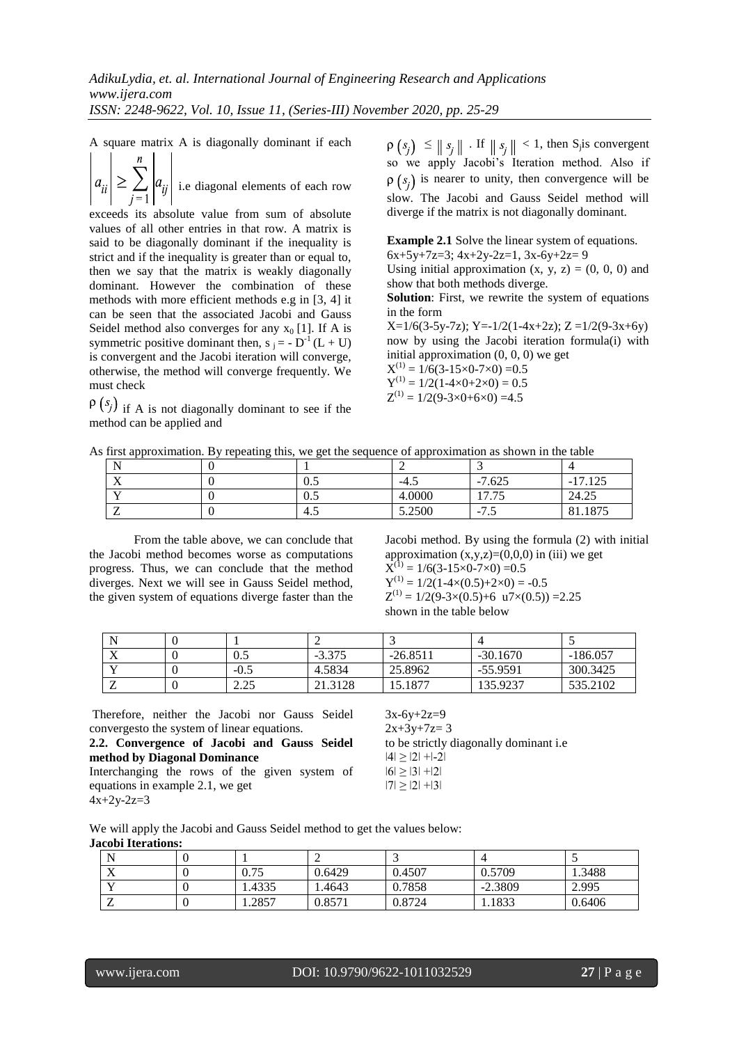A square matrix A is diagonally dominant if each $\left|a_{ii}\right| \geq \sum_{j=1}^{n}\left|a_{ij}\right|$ i.e diagonal elements of each row exceeds its absolute value from sum of absolute values of all other entries in that row. A matrix is said to be diagonally dominant if the inequality is strict and if the inequality is greater than or equal to, then we say that the matrix is weakly diagonally dominant. However the combination of these methods with more efficient methods e.g in [3, 4] it can be seen that the associated Jacobi and Gauss Seidel method also converges for any $x_0$ [1]. If A is symmetric positive dominant then, $s_j = -D^{-1}(L + U)$ is convergent and the Jacobi iteration will converge, otherwise, the method will converge frequently. We must check

$\rho(s_j)$ if A is not diagonally dominant to see if the method can be applied and $\rho(s_j) \leq \| s_j \|$ . If $\| s_j \| < 1$, then $S_j$is convergent so we apply Jacobi's Iteration method. Also if $\rho(s_j)$ is nearer to unity, then convergence will be slow. The Jacobi and Gauss Seidel method will diverge if the matrix is not diagonally dominant.

**Example 2.1** Solve the linear system of equations.
$6x+5y+7z=3$; $4x+2y-2z=1$, $3x-6y+2z= 9$
Using initial approximation $(x, y, z) = (0, 0, 0)$ and show that both methods diverge.
**Solution**: First, we rewrite the system of equations in the form
$X=1/6(3-5y-7z)$; $Y=-1/2(1-4x+2z)$; $Z =1/2(9-3x+6y)$
now by using the Jacobi iteration formula(i) with initial approximation (0, 0, 0) we get
$X^{(1)} = 1/6(3-15\times0-7\times0) =0.5$
$Y^{(1)} = 1/2(1-4\times0+2\times0) = 0.5$
$Z^{(1)} = 1/2(9-3\times0+6\times0) =4.5$

As first approximation. By repeating this, we get the sequence of approximation as shown in the table

| N | 0 | 1 | 2 | 3 | 4 |
|---|---|---|---|---|---|
| X | 0 | 0.5 | -4.5 | -7.625 | -17.125 |
| Y | 0 | 0.5 | 4.0000 | 17.75 | 24.25 |
| Z | 0 | 4.5 | 5.2500 | -7.5 | 81.1875 |

From the table above, we can conclude that the Jacobi method becomes worse as computations progress. Thus, we can conclude that the method diverges. Next we will see in Gauss Seidel method, the given system of equations diverge faster than the Jacobi method. By using the formula (2) with initial approximation $(x,y,z)=(0,0,0)$ in (iii) we get
$X^{(1)} = 1/6(3-15\times0-7\times0) =0.5$
$Y^{(1)} = 1/2(1-4\times(0.5)+2\times0) = -0.5$
$Z^{(1)} = 1/2(9-3\times(0.5)+6\ \ u7\times(0.5)) =2.25$
shown in the table below

| N | 0 | 1 | 2 | 3 | 4 | 5 |
|---|---|---|---|---|---|---|
| X | 0 | 0.5 | -3.375 | -26.8511 | -30.1670 | -186.057 |
| Y | 0 | -0.5 | 4.5834 | 25.8962 | -55.9591 | 300.3425 |
| Z | 0 | 2.25 | 21.3128 | 15.1877 | 135.9237 | 535.2102 |

Therefore, neither the Jacobi nor Gauss Seidel convergesto the system of linear equations.

**2.2. Convergence of Jacobi and Gauss Seidel method by Diagonal Dominance**

Interchanging the rows of the given system of equations in example 2.1, we get
$4x+2y-2z=3$
$3x-6y+2z=9$
$2x+3y+7z= 3$
to be strictly diagonally dominant i.e
$|4| \geq |2| +|-2|$
$|6| \geq |3| +|2|$
$|7| \geq |2| +|3|$

We will apply the Jacobi and Gauss Seidel method to get the values below:

**Jacobi Iterations:**

| N | 0 | 1 | 2 | 3 | 4 | 5 |
|---|---|---|---|---|---|---|
| X | 0 | 0.75 | 0.6429 | 0.4507 | 0.5709 | 1.3488 |
| Y | 0 | 1.4335 | 1.4643 | 0.7858 | -2.3809 | 2.995 |
| Z | 0 | 1.2857 | 0.8571 | 0.8724 | 1.1833 | 0.6406 |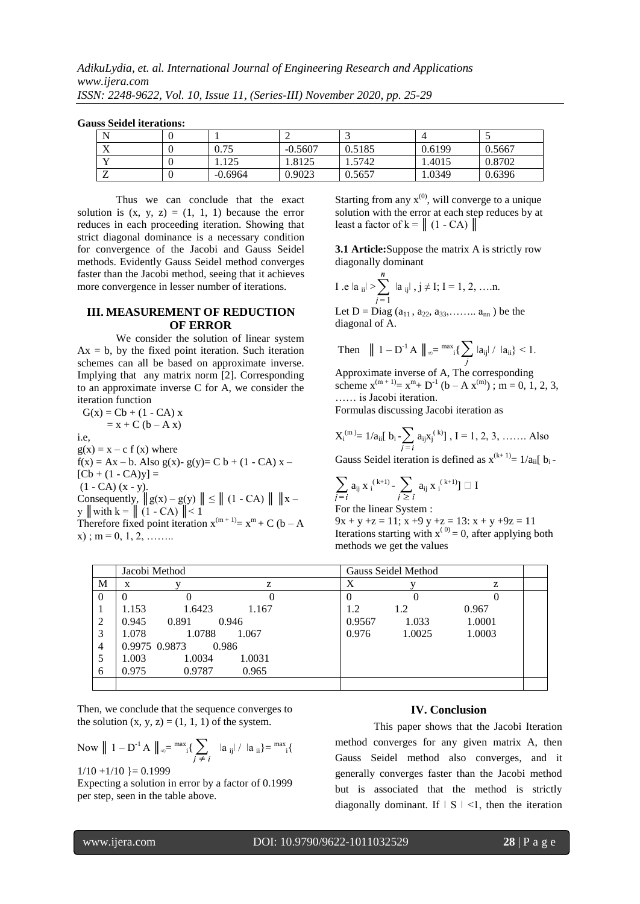**Gauss Seidel iterations:**

| N | 0 | 1 | 2 | 3 | 4 | 5 |
|---|---|---|---|---|---|---|
| X | 0 | 0.75 | -0.5607 | 0.5185 | 0.6199 | 0.5667 |
| Y | 0 | 1.125 | 1.8125 | 1.5742 | 1.4015 | 0.8702 |
| Z | 0 | -0.6964 | 0.9023 | 0.5657 | 1.0349 | 0.6396 |

Thus we can conclude that the exact solution is (x, y, z) = (1, 1, 1) because the error reduces in each proceeding iteration. Showing that strict diagonal dominance is a necessary condition for convergence of the Jacobi and Gauss Seidel methods. Evidently Gauss Seidel method converges faster than the Jacobi method, seeing that it achieves more convergence in lesser number of iterations.

## III. MEASUREMENT OF REDUCTION OF ERROR

We consider the solution of linear system $Ax = b$, by the fixed point iteration. Such iteration schemes can all be based on approximate inverse. Implying that any matrix norm [2]. Corresponding to an approximate inverse C for A, we consider the iteration function

$G(x) = Cb + (1 - CA)\,x$
$= x + C\,(b - A\,x)$

i.e,

$g(x) = x - c\,f\,(x)$ where
$f(x) = Ax - b$. Also $g(x)- g(y)= C\,b + (1 - CA)\,x - [Cb + (1 - CA)y] = (1 - CA)\,(x - y)$.

Consequently, $\|g(x) - g(y)\| \leq \|(1 - CA)\|\,\|x - y\|$ with $k = \|(1 - CA)\| < 1$

Therefore fixed point iteration $x^{(m+1)}= x^{m} + C\,(b - A\,x)$ ; m = 0, 1, 2, ……..

Starting from any $x^{(0)}$, will converge to a unique solution with the error at each step reduces by at least a factor of $k = \|(1 - CA)\|$

**3.1 Article:** Suppose the matrix A is strictly row diagonally dominant

I .e $|a_{ii}| > \sum_{j=1}^{n} |a_{ij}|$ , $j \neq I$; I = 1, 2, ….n.

Let $D = \text{Diag}\,(a_{11}, a_{22}, a_{33},\ldots\ldots a_{nn})$ be the diagonal of A.

Then $\|1 - D^{-1}A\|_{\infty} = \max_i\{\sum_j |a_{ij}| / |a_{ii}|\} < 1$.

Approximate inverse of A, The corresponding scheme $x^{(m+1)}= x^{m} + D^{-1}\,(b - A\,x^{(m)})$ ; m = 0, 1, 2, 3, …… is Jacobi iteration.

Formulas discussing Jacobi iteration as

$X_i^{(m)} = 1/a_{ii}[\,b_i - \sum_{j=i} a_{ij}x_j^{(k)}]$ , I = 1, 2, 3, ……. Also

Gauss Seidel iteration is defined as $x^{(k+1)} = 1/a_{ii}[\,b_i - \sum_{j=i} a_{ij}\,x_i^{(k+1)} - \sum_{j \geq i} a_{ij}\,x_i^{(k+1)}]$ □ I

For the linear System :

$9x + y + z = 11$; $x + 9y + z = 13$: $x + y + 9z = 11$

Iterations starting with $x^{(0)} = 0$, after applying both methods we get the values

| | Jacobi Method | | | Gauss Seidel Method | | |
|---|---|---|---|---|---|---|
| M | x | y | z | X | y | z |
| 0 | 0 | 0 | 0 | 0 | 0 | 0 |
| 1 | 1.153 | 1.6423 | 1.167 | 1.2 | 1.2 | 0.967 |
| 2 | 0.945 | 0.891 | 0.946 | 0.9567 | 1.033 | 1.0001 |
| 3 | 1.078 | 1.0788 | 1.067 | 0.976 | 1.0025 | 1.0003 |
| 4 | 0.9975 | 0.9873 | 0.986 | | | |
| 5 | 1.003 | 1.0034 | 1.0031 | | | |
| 6 | 0.975 | 0.9787 | 0.965 | | | |

Then, we conclude that the sequence converges to the solution (x, y, z) = (1, 1, 1) of the system.

Now $\|1 - D^{-1}A\|_{\infty} = \max_i\{\sum_{j \neq i} |a_{ij}| / |a_{ii}|\} = \max_i\{1/10 + 1/10\} = 0.1999$

Expecting a solution in error by a factor of 0.1999 per step, seen in the table above.

## IV. Conclusion

This paper shows that the Jacobi Iteration method converges for any given matrix A, then Gauss Seidel method also converges, and it generally converges faster than the Jacobi method but is associated that the method is strictly diagonally dominant. If $|S| < 1$, then the iteration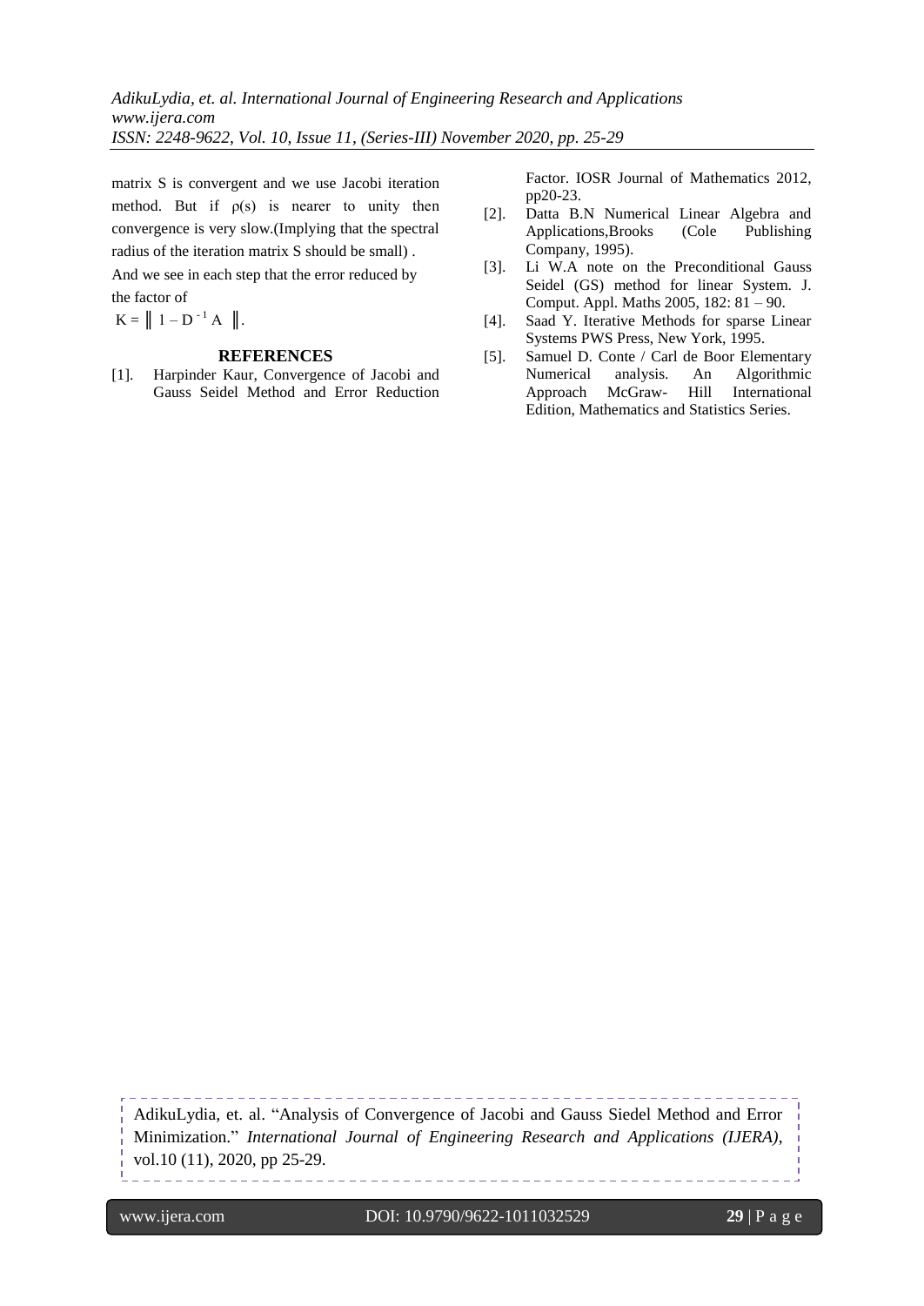matrix S is convergent and we use Jacobi iteration method. But if $\rho(s)$ is nearer to unity then convergence is very slow.(Implying that the spectral radius of the iteration matrix S should be small) .

And we see in each step that the error reduced by the factor of

$K = \| 1 - D^{-1} A \|$.

## REFERENCES

[1]. Harpinder Kaur, Convergence of Jacobi and Gauss Seidel Method and Error Reduction Factor. IOSR Journal of Mathematics 2012, pp20-23.

[2]. Datta B.N Numerical Linear Algebra and Applications,Brooks (Cole Publishing Company, 1995).

[3]. Li W.A note on the Preconditional Gauss Seidel (GS) method for linear System. J. Comput. Appl. Maths 2005, 182: 81 – 90.

[4]. Saad Y. Iterative Methods for sparse Linear Systems PWS Press, New York, 1995.

[5]. Samuel D. Conte / Carl de Boor Elementary Numerical analysis. An Algorithmic Approach McGraw- Hill International Edition, Mathematics and Statistics Series.

AdikuLydia, et. al. “Analysis of Convergence of Jacobi and Gauss Siedel Method and Error Minimization.” *International Journal of Engineering Research and Applications (IJERA)*, vol.10 (11), 2020, pp 25-29.